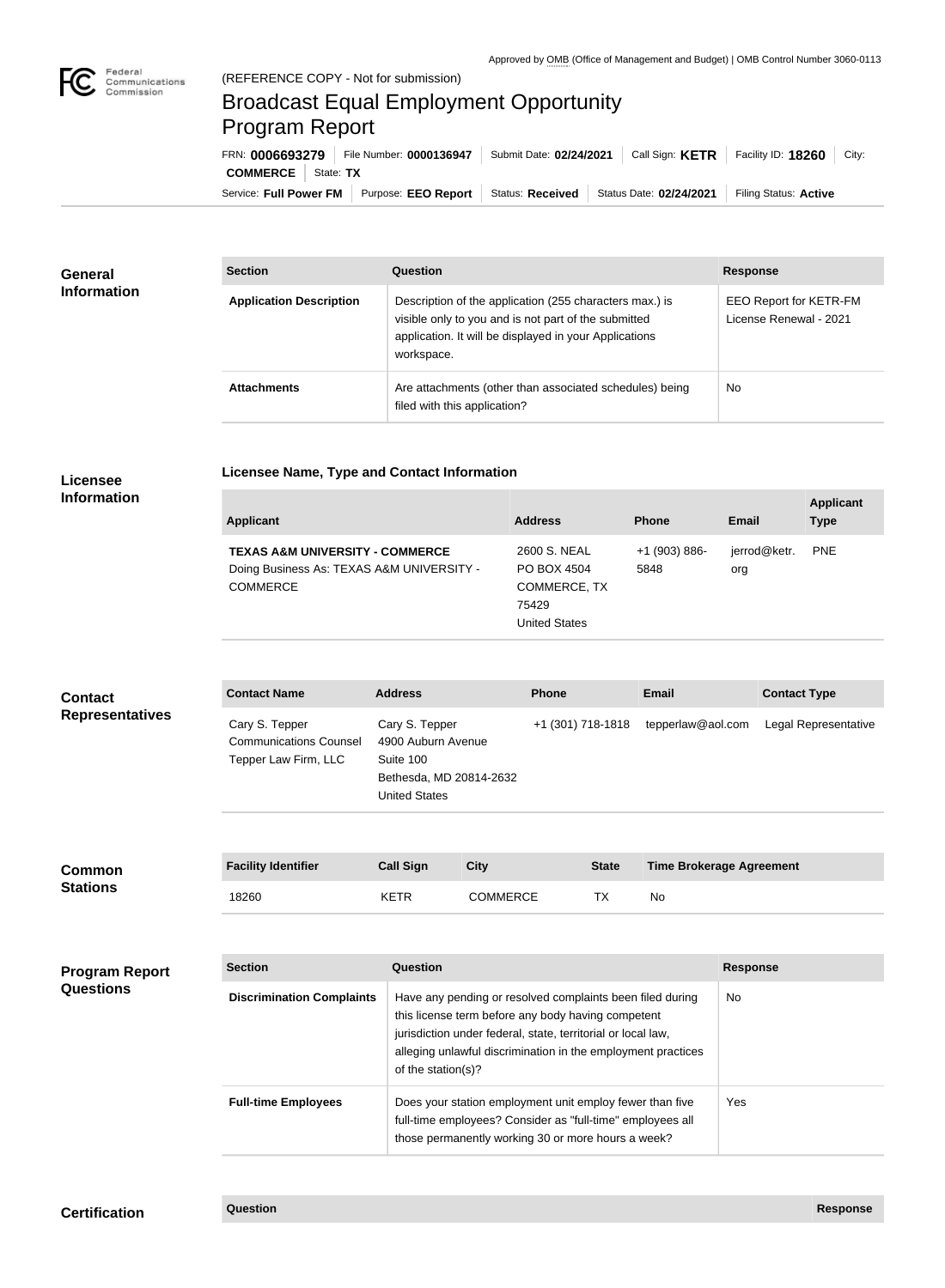Approved by OMB (Office of Management and Budget) | OMB Control Number 3060-0113

(REFERENCE COPY - Not for submission)

# Broadcast Equal Employment Opportunity Program Report

FRN: **0006693279** | File Number: **0000136947** | Submit Date: **02/24/2021** | Call Sign: **KETR** | Facility ID: **18260** | City: **COMMERCE** | State: **TX**

Service: **Full Power FM** | Purpose: **EEO Report** | Status: **Received** | Status Date: **02/24/2021** | Filing Status: **Active**

## General Information

| Section | Question | Response |
|---|---|---|
| **Application Description** | Description of the application (255 characters max.) is visible only to you and is not part of the submitted application. It will be displayed in your Applications workspace. | EEO Report for KETR-FM License Renewal - 2021 |
| **Attachments** | Are attachments (other than associated schedules) being filed with this application? | No |

## Licensee Information

### Licensee Name, Type and Contact Information

| Applicant | Address | Phone | Email | Applicant Type |
|---|---|---|---|---|
| **TEXAS A&M UNIVERSITY - COMMERCE** Doing Business As: TEXAS A&M UNIVERSITY - COMMERCE | 2600 S. NEAL PO BOX 4504 COMMERCE, TX 75429 United States | +1 (903) 886-5848 | jerrod@ketr.org | PNE |

## Contact Representatives

| Contact Name | Address | Phone | Email | Contact Type |
|---|---|---|---|---|
| Cary S. Tepper Communications Counsel Tepper Law Firm, LLC | Cary S. Tepper 4900 Auburn Avenue Suite 100 Bethesda, MD 20814-2632 United States | +1 (301) 718-1818 | tepperlaw@aol.com | Legal Representative |

## Common Stations

| Facility Identifier | Call Sign | City | State | Time Brokerage Agreement |
|---|---|---|---|---|
| 18260 | KETR | COMMERCE | TX | No |

## Program Report Questions

| Section | Question | Response |
|---|---|---|
| **Discrimination Complaints** | Have any pending or resolved complaints been filed during this license term before any body having competent jurisdiction under federal, state, territorial or local law, alleging unlawful discrimination in the employment practices of the station(s)? | No |
| **Full-time Employees** | Does your station employment unit employ fewer than five full-time employees? Consider as "full-time" employees all those permanently working 30 or more hours a week? | Yes |

## Certification

| Question | Response |
|---|---|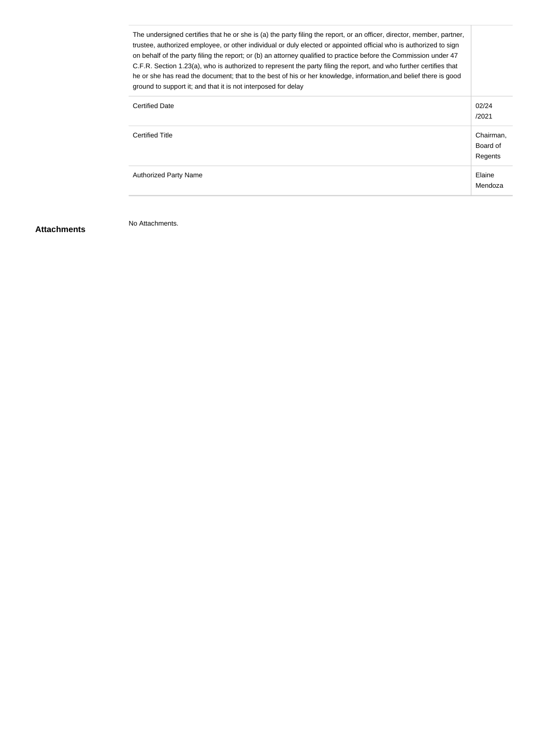| | |
|---|---|
| The undersigned certifies that he or she is (a) the party filing the report, or an officer, director, member, partner, trustee, authorized employee, or other individual or duly elected or appointed official who is authorized to sign on behalf of the party filing the report; or (b) an attorney qualified to practice before the Commission under 47 C.F.R. Section 1.23(a), who is authorized to represent the party filing the report, and who further certifies that he or she has read the document; that to the best of his or her knowledge, information,and belief there is good ground to support it; and that it is not interposed for delay | |
| Certified Date | 02/24/2021 |
| Certified Title | Chairman, Board of Regents |
| Authorized Party Name | Elaine Mendoza |

**Attachments**

No Attachments.